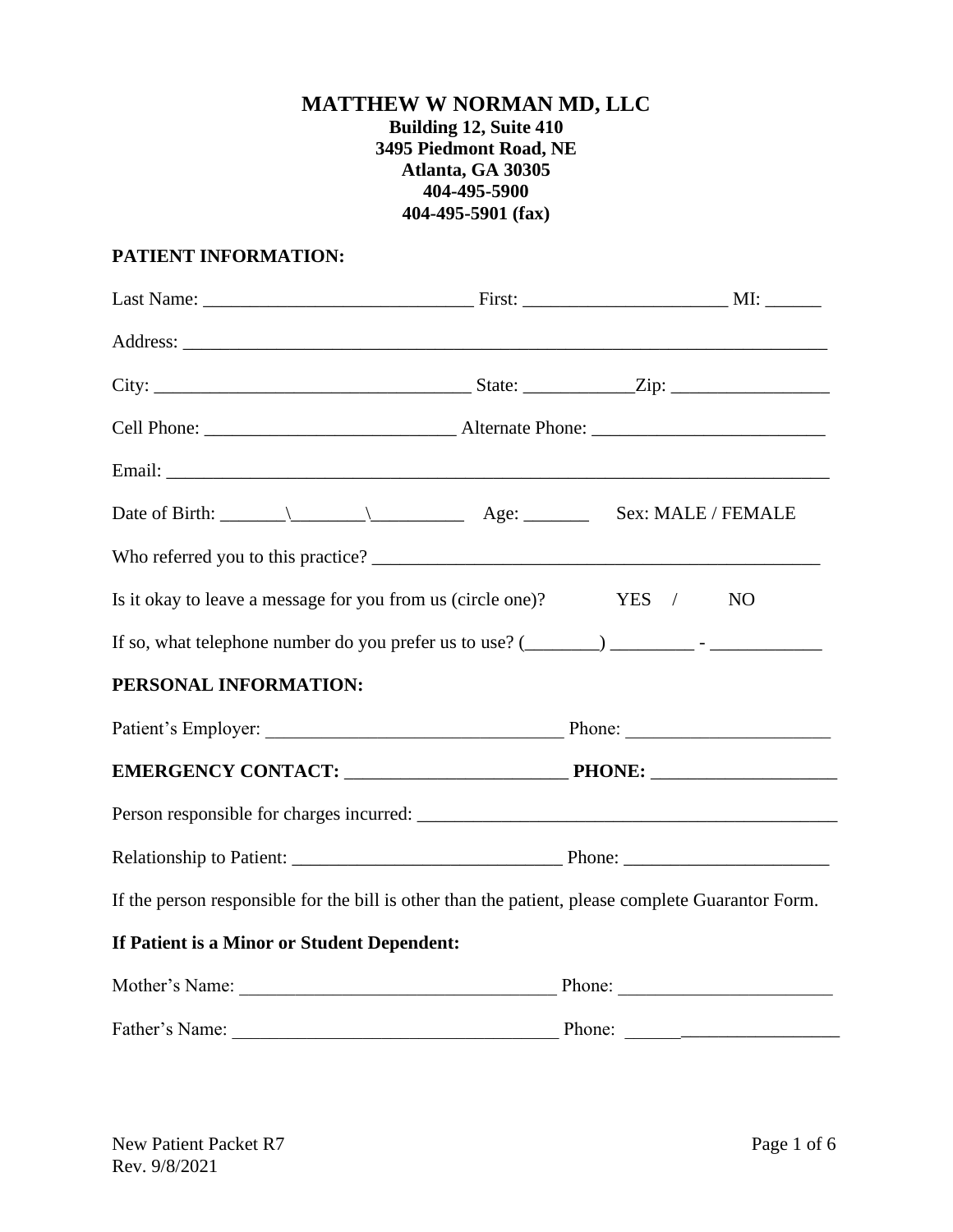# MATTHEW W NORMAN MD, LLC

**Building 12, Suite 410**
**3495 Piedmont Road, NE**
**Atlanta, GA 30305**
**404-495-5900**
**404-495-5901 (fax)**

**PATIENT INFORMATION:**

Last Name: _____________________________ First: _____________________ MI: ______

Address: ______________________________________________________________________

City: _________________________________ State: ___________Zip: ________________

Cell Phone: __________________________ Alternate Phone: ________________________

Email: _________________________________________________________________________

Date of Birth: _______\________\__________ Age: _______ Sex: MALE / FEMALE

Who referred you to this practice? _____________________________________________

Is it okay to leave a message for you from us (circle one)? YES / NO

If so, what telephone number do you prefer us to use? (________) _________ - ____________

**PERSONAL INFORMATION:**

Patient's Employer: _______________________________ Phone: _____________________

**EMERGENCY CONTACT: _______________________ PHONE: ___________________**

Person responsible for charges incurred: _____________________________________________

Relationship to Patient: ____________________________ Phone: _____________________

If the person responsible for the bill is other than the patient, please complete Guarantor Form.

**If Patient is a Minor or Student Dependent:**

Mother's Name: _________________________________ Phone: ______________________

Father's Name: __________________________________ Phone: ______________________

New Patient Packet R7
Rev. 9/8/2021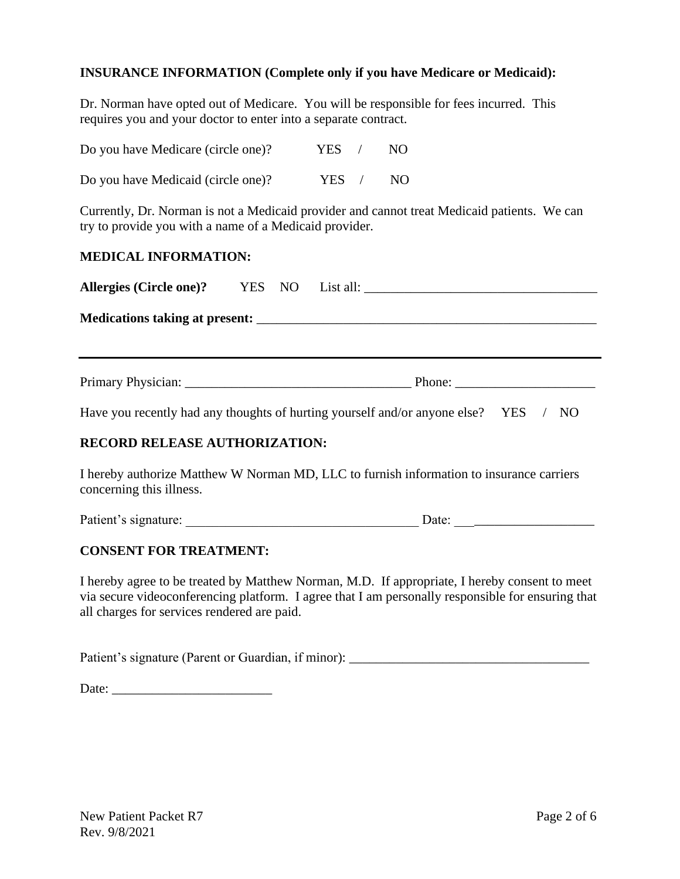**INSURANCE INFORMATION (Complete only if you have Medicare or Medicaid):**

Dr. Norman have opted out of Medicare. You will be responsible for fees incurred. This requires you and your doctor to enter into a separate contract.

Do you have Medicare (circle one)? YES / NO

Do you have Medicaid (circle one)? YES / NO

Currently, Dr. Norman is not a Medicaid provider and cannot treat Medicaid patients. We can try to provide you with a name of a Medicaid provider.

**MEDICAL INFORMATION:**

**Allergies (Circle one)?** YES NO List all: ___________________________________

**Medications taking at present:** ___________________________________________________

---

Primary Physician: __________________________________ Phone: _____________________

Have you recently had any thoughts of hurting yourself and/or anyone else? YES / NO

**RECORD RELEASE AUTHORIZATION:**

I hereby authorize Matthew W Norman MD, LLC to furnish information to insurance carriers concerning this illness.

Patient's signature: ___________________________________ Date: _____________________

**CONSENT FOR TREATMENT:**

I hereby agree to be treated by Matthew Norman, M.D. If appropriate, I hereby consent to meet via secure videoconferencing platform. I agree that I am personally responsible for ensuring that all charges for services rendered are paid.

Patient's signature (Parent or Guardian, if minor): ___________________________________

Date: ________________________

New Patient Packet R7
Rev. 9/8/2021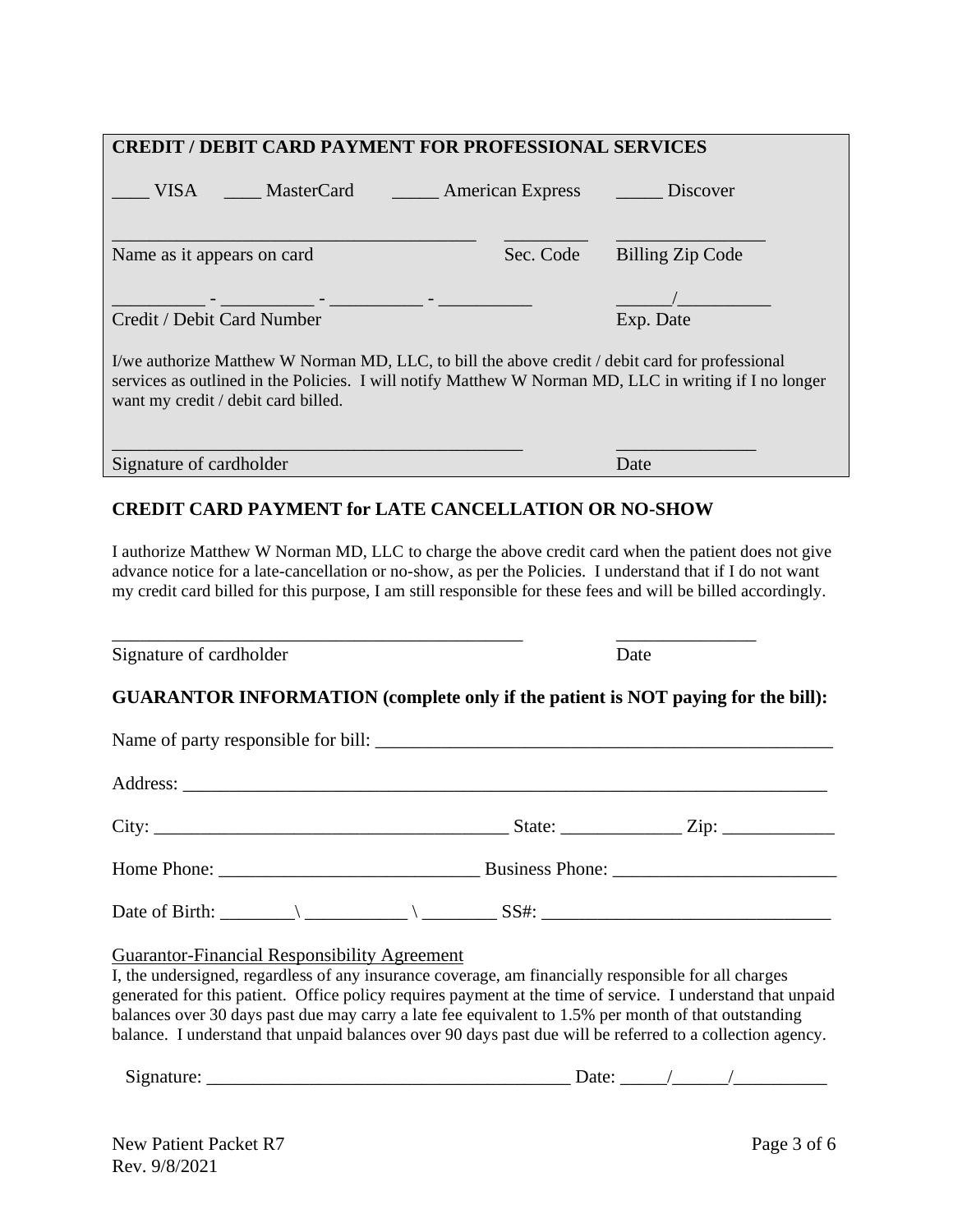**CREDIT / DEBIT CARD PAYMENT FOR PROFESSIONAL SERVICES**

____ VISA ____ MasterCard _____ American Express _____ Discover

_______________________________________ _________ ________________

Name as it appears on card Sec. Code Billing Zip Code

__________ - __________ - __________ - __________ ______/__________

Credit / Debit Card Number Exp. Date

I/we authorize Matthew W Norman MD, LLC, to bill the above credit / debit card for professional services as outlined in the Policies. I will notify Matthew W Norman MD, LLC in writing if I no longer want my credit / debit card billed.

_____________________________________________ _______________

Signature of cardholder Date

**CREDIT CARD PAYMENT for LATE CANCELLATION OR NO-SHOW**

I authorize Matthew W Norman MD, LLC to charge the above credit card when the patient does not give advance notice for a late-cancellation or no-show, as per the Policies. I understand that if I do not want my credit card billed for this purpose, I am still responsible for these fees and will be billed accordingly.

_____________________________________________ _______________

Signature of cardholder Date

**GUARANTOR INFORMATION (complete only if the patient is NOT paying for the bill):**

Name of party responsible for bill: ___________________________________________________

Address: ______________________________________________________________________

City: _______________________________________ State: _____________ Zip: ____________

Home Phone: ___________________________ Business Phone: ________________________

Date of Birth: ________\ ___________ \ ________ SS#: _______________________________

Guarantor-Financial Responsibility Agreement

I, the undersigned, regardless of any insurance coverage, am financially responsible for all charges generated for this patient. Office policy requires payment at the time of service. I understand that unpaid balances over 30 days past due may carry a late fee equivalent to 1.5% per month of that outstanding balance. I understand that unpaid balances over 90 days past due will be referred to a collection agency.

Signature: ________________________________________ Date: _____/______/__________

New Patient Packet R7
Rev. 9/8/2021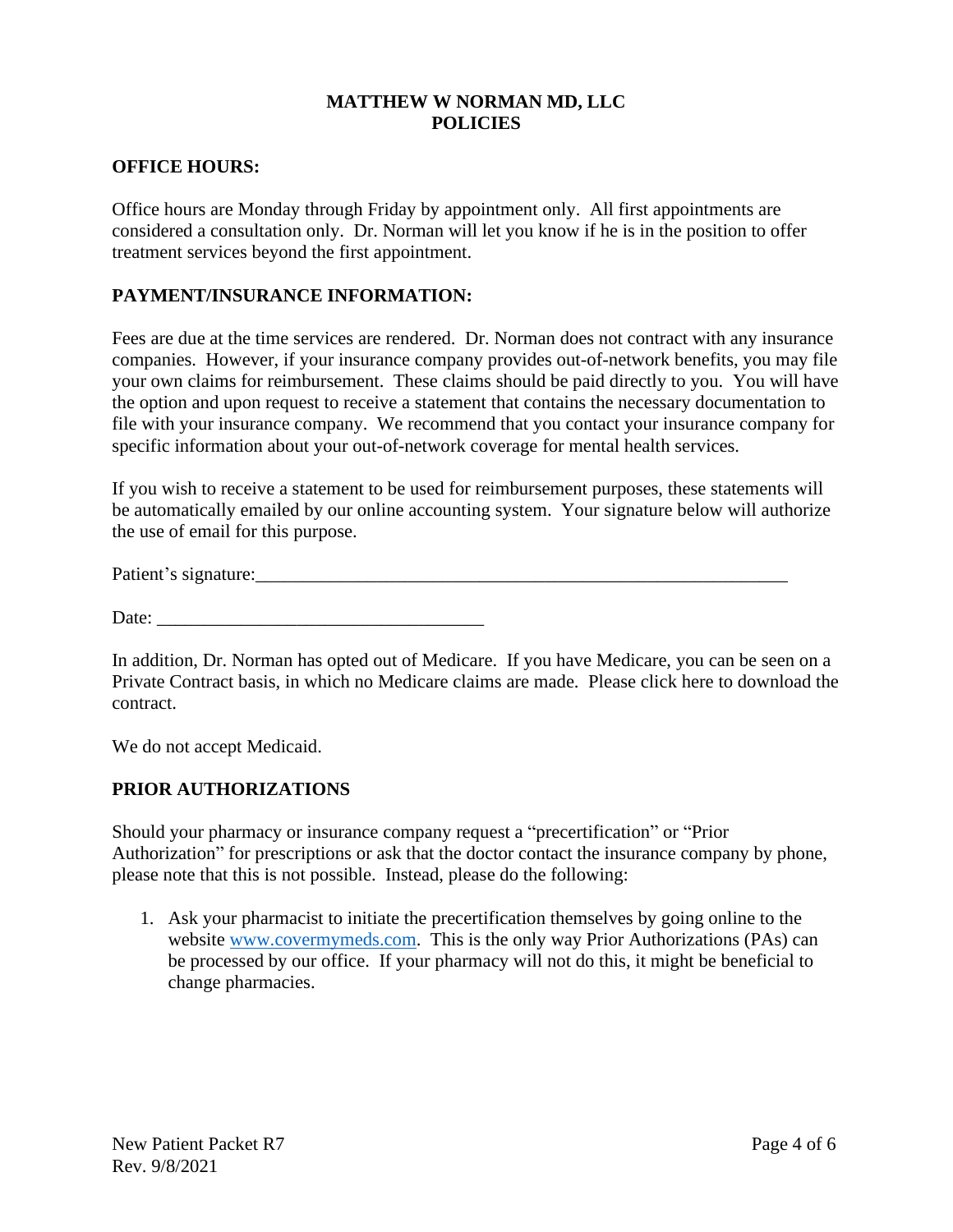# MATTHEW W NORMAN MD, LLC
# POLICIES

## OFFICE HOURS:

Office hours are Monday through Friday by appointment only. All first appointments are considered a consultation only. Dr. Norman will let you know if he is in the position to offer treatment services beyond the first appointment.

## PAYMENT/INSURANCE INFORMATION:

Fees are due at the time services are rendered. Dr. Norman does not contract with any insurance companies. However, if your insurance company provides out-of-network benefits, you may file your own claims for reimbursement. These claims should be paid directly to you. You will have the option and upon request to receive a statement that contains the necessary documentation to file with your insurance company. We recommend that you contact your insurance company for specific information about your out-of-network coverage for mental health services.

If you wish to receive a statement to be used for reimbursement purposes, these statements will be automatically emailed by our online accounting system. Your signature below will authorize the use of email for this purpose.

Patient's signature:___________________________________________________________

Date: ___________________________________

In addition, Dr. Norman has opted out of Medicare. If you have Medicare, you can be seen on a Private Contract basis, in which no Medicare claims are made. Please click here to download the contract.

We do not accept Medicaid.

## PRIOR AUTHORIZATIONS

Should your pharmacy or insurance company request a "precertification" or "Prior Authorization" for prescriptions or ask that the doctor contact the insurance company by phone, please note that this is not possible. Instead, please do the following:

1. Ask your pharmacist to initiate the precertification themselves by going online to the website [www.covermymeds.com](http://www.covermymeds.com). This is the only way Prior Authorizations (PAs) can be processed by our office. If your pharmacy will not do this, it might be beneficial to change pharmacies.

New Patient Packet R7
Rev. 9/8/2021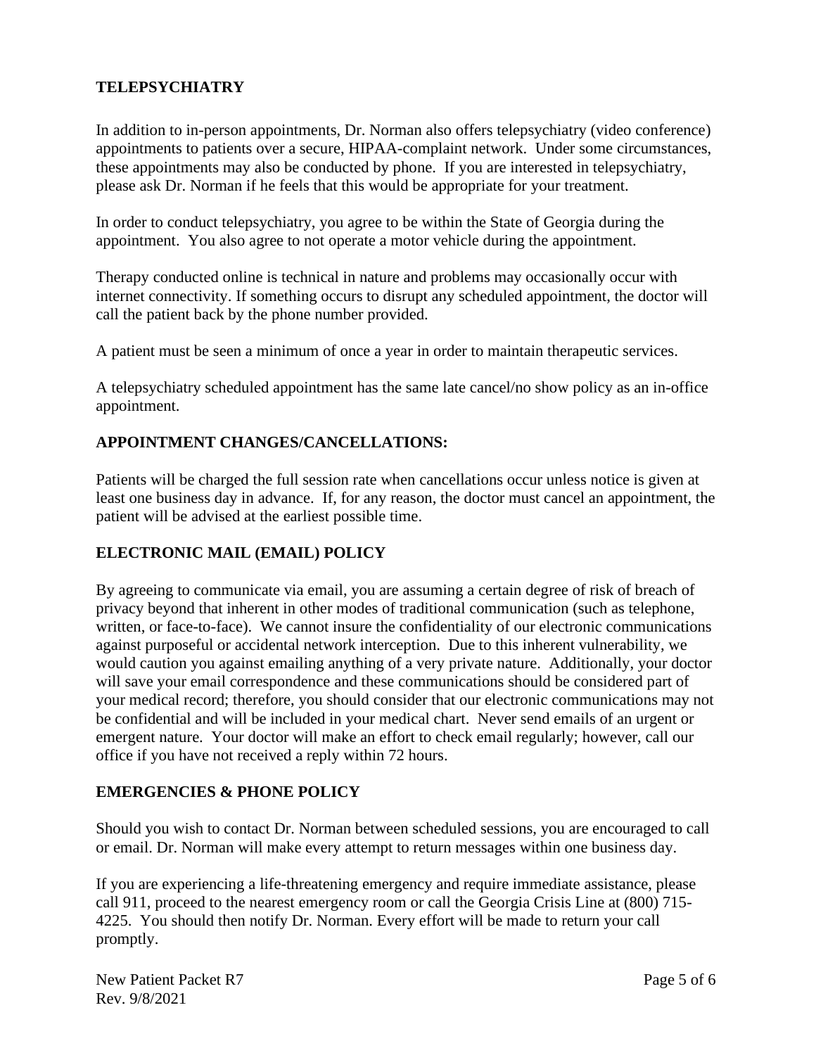## TELEPSYCHIATRY

In addition to in-person appointments, Dr. Norman also offers telepsychiatry (video conference) appointments to patients over a secure, HIPAA-complaint network. Under some circumstances, these appointments may also be conducted by phone. If you are interested in telepsychiatry, please ask Dr. Norman if he feels that this would be appropriate for your treatment.

In order to conduct telepsychiatry, you agree to be within the State of Georgia during the appointment. You also agree to not operate a motor vehicle during the appointment.

Therapy conducted online is technical in nature and problems may occasionally occur with internet connectivity. If something occurs to disrupt any scheduled appointment, the doctor will call the patient back by the phone number provided.

A patient must be seen a minimum of once a year in order to maintain therapeutic services.

A telepsychiatry scheduled appointment has the same late cancel/no show policy as an in-office appointment.

## APPOINTMENT CHANGES/CANCELLATIONS:

Patients will be charged the full session rate when cancellations occur unless notice is given at least one business day in advance. If, for any reason, the doctor must cancel an appointment, the patient will be advised at the earliest possible time.

## ELECTRONIC MAIL (EMAIL) POLICY

By agreeing to communicate via email, you are assuming a certain degree of risk of breach of privacy beyond that inherent in other modes of traditional communication (such as telephone, written, or face-to-face). We cannot insure the confidentiality of our electronic communications against purposeful or accidental network interception. Due to this inherent vulnerability, we would caution you against emailing anything of a very private nature. Additionally, your doctor will save your email correspondence and these communications should be considered part of your medical record; therefore, you should consider that our electronic communications may not be confidential and will be included in your medical chart. Never send emails of an urgent or emergent nature. Your doctor will make an effort to check email regularly; however, call our office if you have not received a reply within 72 hours.

## EMERGENCIES & PHONE POLICY

Should you wish to contact Dr. Norman between scheduled sessions, you are encouraged to call or email. Dr. Norman will make every attempt to return messages within one business day.

If you are experiencing a life-threatening emergency and require immediate assistance, please call 911, proceed to the nearest emergency room or call the Georgia Crisis Line at (800) 715-4225. You should then notify Dr. Norman. Every effort will be made to return your call promptly.

New Patient Packet R7
Rev. 9/8/2021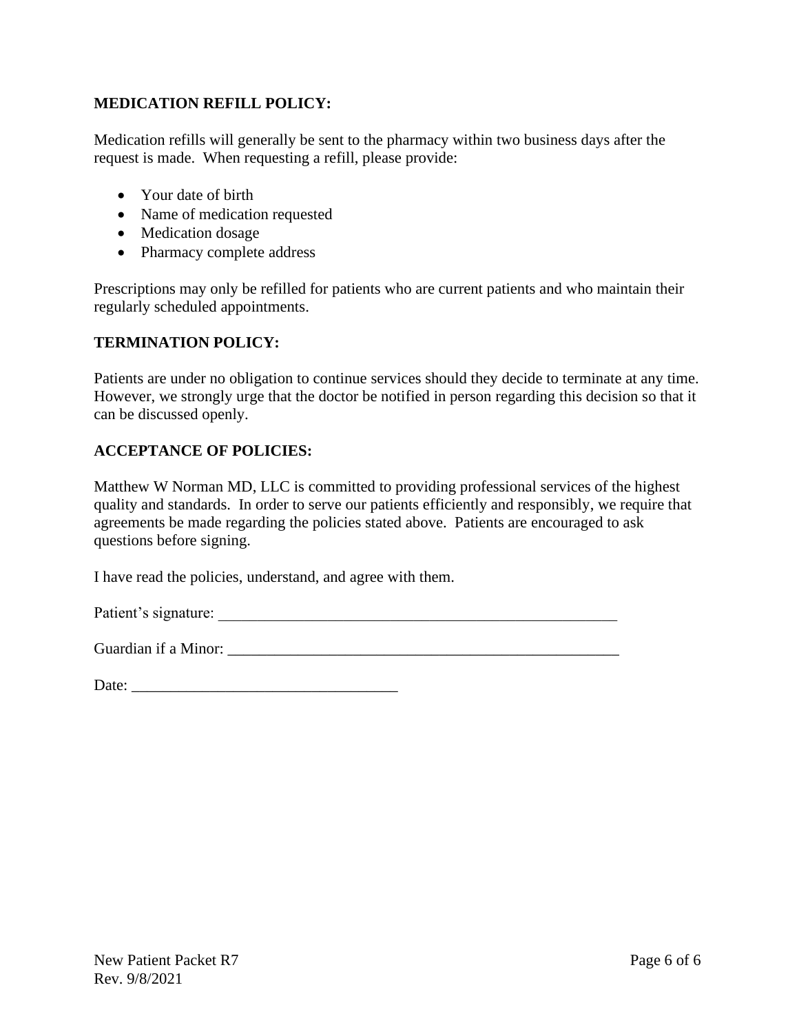**MEDICATION REFILL POLICY:**

Medication refills will generally be sent to the pharmacy within two business days after the request is made. When requesting a refill, please provide:

- Your date of birth
- Name of medication requested
- Medication dosage
- Pharmacy complete address

Prescriptions may only be refilled for patients who are current patients and who maintain their regularly scheduled appointments.

**TERMINATION POLICY:**

Patients are under no obligation to continue services should they decide to terminate at any time. However, we strongly urge that the doctor be notified in person regarding this decision so that it can be discussed openly.

**ACCEPTANCE OF POLICIES:**

Matthew W Norman MD, LLC is committed to providing professional services of the highest quality and standards. In order to serve our patients efficiently and responsibly, we require that agreements be made regarding the policies stated above. Patients are encouraged to ask questions before signing.

I have read the policies, understand, and agree with them.

Patient's signature: _____________________________________________________

Guardian if a Minor: ____________________________________________________

Date: ___________________________________

New Patient Packet R7
Rev. 9/8/2021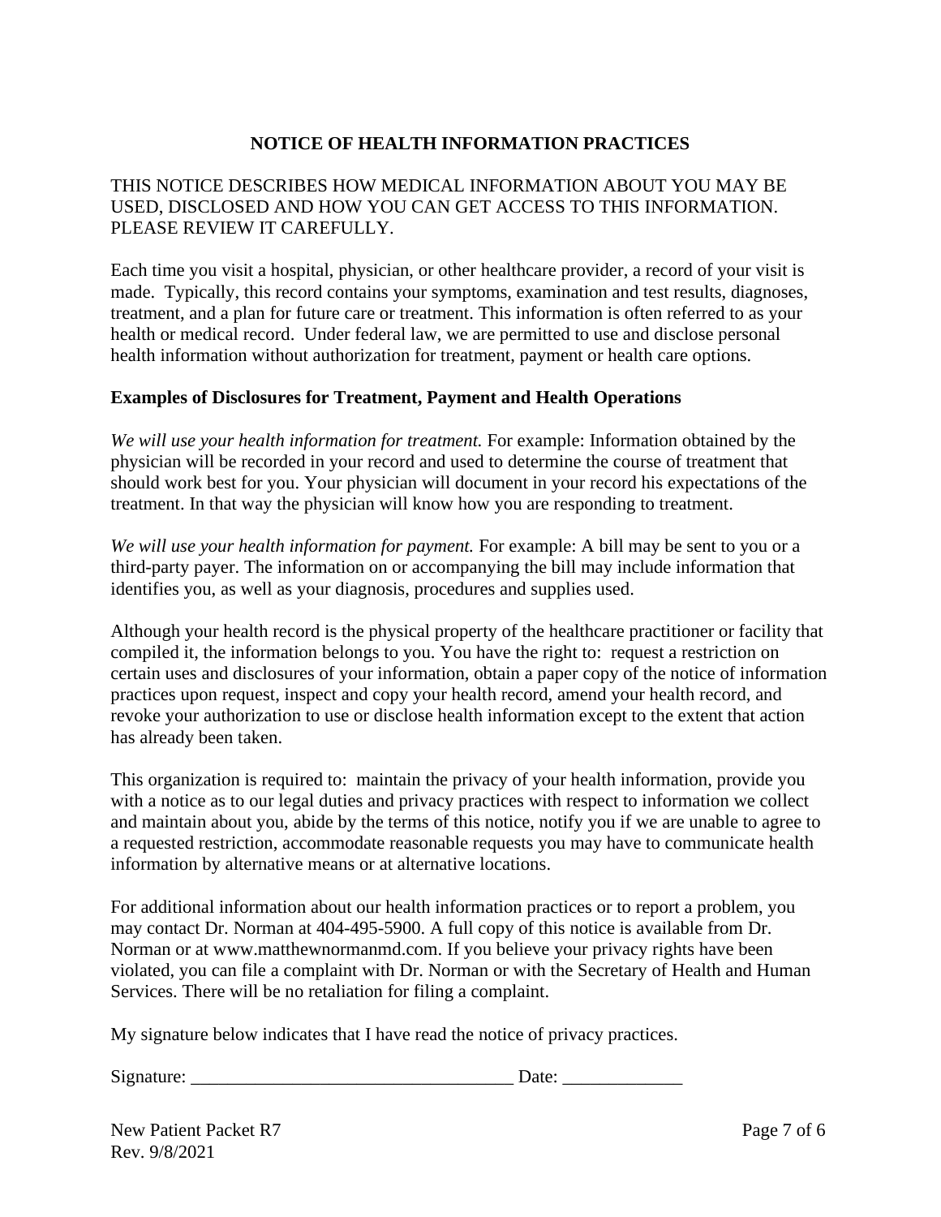## NOTICE OF HEALTH INFORMATION PRACTICES

THIS NOTICE DESCRIBES HOW MEDICAL INFORMATION ABOUT YOU MAY BE USED, DISCLOSED AND HOW YOU CAN GET ACCESS TO THIS INFORMATION. PLEASE REVIEW IT CAREFULLY.

Each time you visit a hospital, physician, or other healthcare provider, a record of your visit is made. Typically, this record contains your symptoms, examination and test results, diagnoses, treatment, and a plan for future care or treatment. This information is often referred to as your health or medical record. Under federal law, we are permitted to use and disclose personal health information without authorization for treatment, payment or health care options.

### Examples of Disclosures for Treatment, Payment and Health Operations

*We will use your health information for treatment.* For example: Information obtained by the physician will be recorded in your record and used to determine the course of treatment that should work best for you. Your physician will document in your record his expectations of the treatment. In that way the physician will know how you are responding to treatment.

*We will use your health information for payment.* For example: A bill may be sent to you or a third-party payer. The information on or accompanying the bill may include information that identifies you, as well as your diagnosis, procedures and supplies used.

Although your health record is the physical property of the healthcare practitioner or facility that compiled it, the information belongs to you. You have the right to: request a restriction on certain uses and disclosures of your information, obtain a paper copy of the notice of information practices upon request, inspect and copy your health record, amend your health record, and revoke your authorization to use or disclose health information except to the extent that action has already been taken.

This organization is required to: maintain the privacy of your health information, provide you with a notice as to our legal duties and privacy practices with respect to information we collect and maintain about you, abide by the terms of this notice, notify you if we are unable to agree to a requested restriction, accommodate reasonable requests you may have to communicate health information by alternative means or at alternative locations.

For additional information about our health information practices or to report a problem, you may contact Dr. Norman at 404-495-5900. A full copy of this notice is available from Dr. Norman or at www.matthewnormanmd.com. If you believe your privacy rights have been violated, you can file a complaint with Dr. Norman or with the Secretary of Health and Human Services. There will be no retaliation for filing a complaint.

My signature below indicates that I have read the notice of privacy practices.

Signature: ___________________________________ Date: _____________

New Patient Packet R7
Rev. 9/8/2021